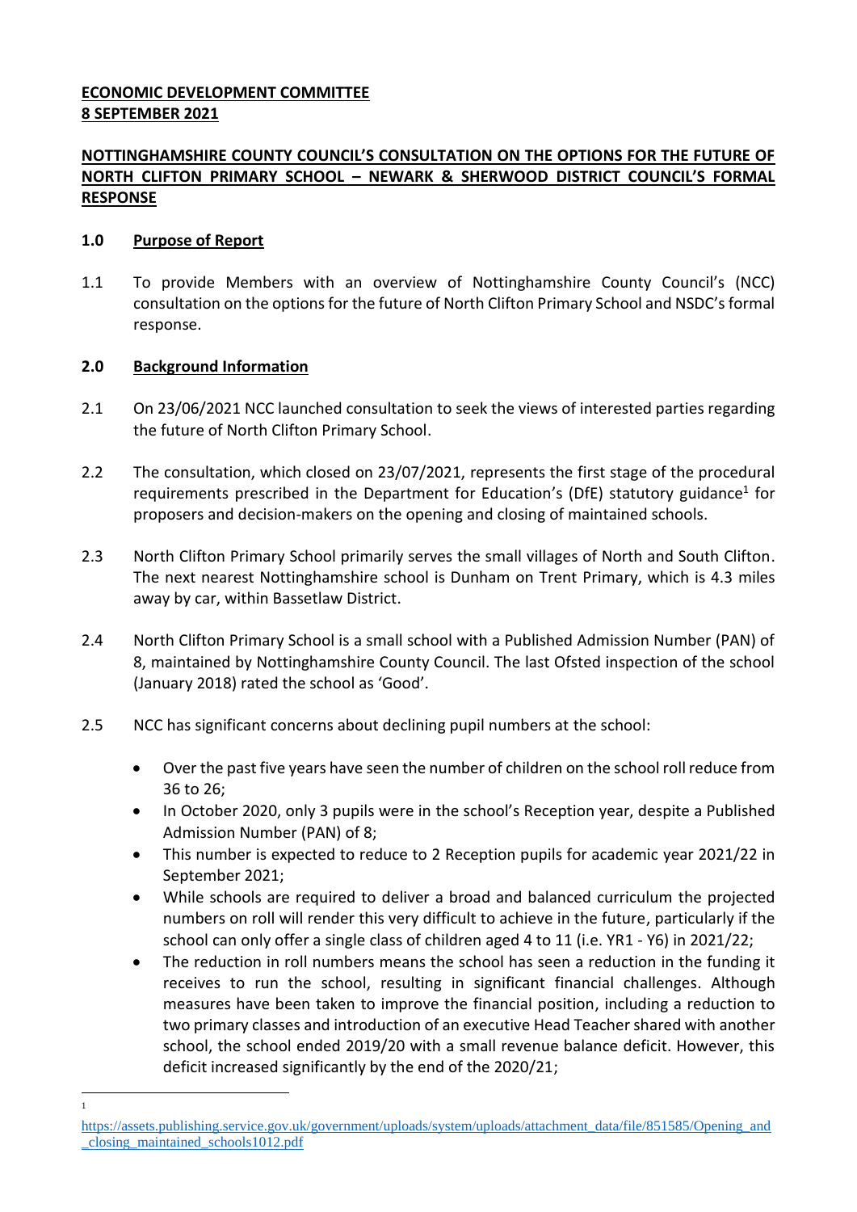**ECONOMIC DEVELOPMENT COMMITTEE**
**8 SEPTEMBER 2021**

**NOTTINGHAMSHIRE COUNTY COUNCIL'S CONSULTATION ON THE OPTIONS FOR THE FUTURE OF NORTH CLIFTON PRIMARY SCHOOL – NEWARK & SHERWOOD DISTRICT COUNCIL'S FORMAL RESPONSE**

## 1.0 Purpose of Report

1.1 To provide Members with an overview of Nottinghamshire County Council's (NCC) consultation on the options for the future of North Clifton Primary School and NSDC's formal response.

## 2.0 Background Information

2.1 On 23/06/2021 NCC launched consultation to seek the views of interested parties regarding the future of North Clifton Primary School.

2.2 The consultation, which closed on 23/07/2021, represents the first stage of the procedural requirements prescribed in the Department for Education's (DfE) statutory guidance[1] for proposers and decision-makers on the opening and closing of maintained schools.

2.3 North Clifton Primary School primarily serves the small villages of North and South Clifton. The next nearest Nottinghamshire school is Dunham on Trent Primary, which is 4.3 miles away by car, within Bassetlaw District.

2.4 North Clifton Primary School is a small school with a Published Admission Number (PAN) of 8, maintained by Nottinghamshire County Council. The last Ofsted inspection of the school (January 2018) rated the school as 'Good'.

2.5 NCC has significant concerns about declining pupil numbers at the school:

- Over the past five years have seen the number of children on the school roll reduce from 36 to 26;
- In October 2020, only 3 pupils were in the school's Reception year, despite a Published Admission Number (PAN) of 8;
- This number is expected to reduce to 2 Reception pupils for academic year 2021/22 in September 2021;
- While schools are required to deliver a broad and balanced curriculum the projected numbers on roll will render this very difficult to achieve in the future, particularly if the school can only offer a single class of children aged 4 to 11 (i.e. YR1 - Y6) in 2021/22;
- The reduction in roll numbers means the school has seen a reduction in the funding it receives to run the school, resulting in significant financial challenges. Although measures have been taken to improve the financial position, including a reduction to two primary classes and introduction of an executive Head Teacher shared with another school, the school ended 2019/20 with a small revenue balance deficit. However, this deficit increased significantly by the end of the 2020/21;

---

[1] https://assets.publishing.service.gov.uk/government/uploads/system/uploads/attachment_data/file/851585/Opening_and_closing_maintained_schools1012.pdf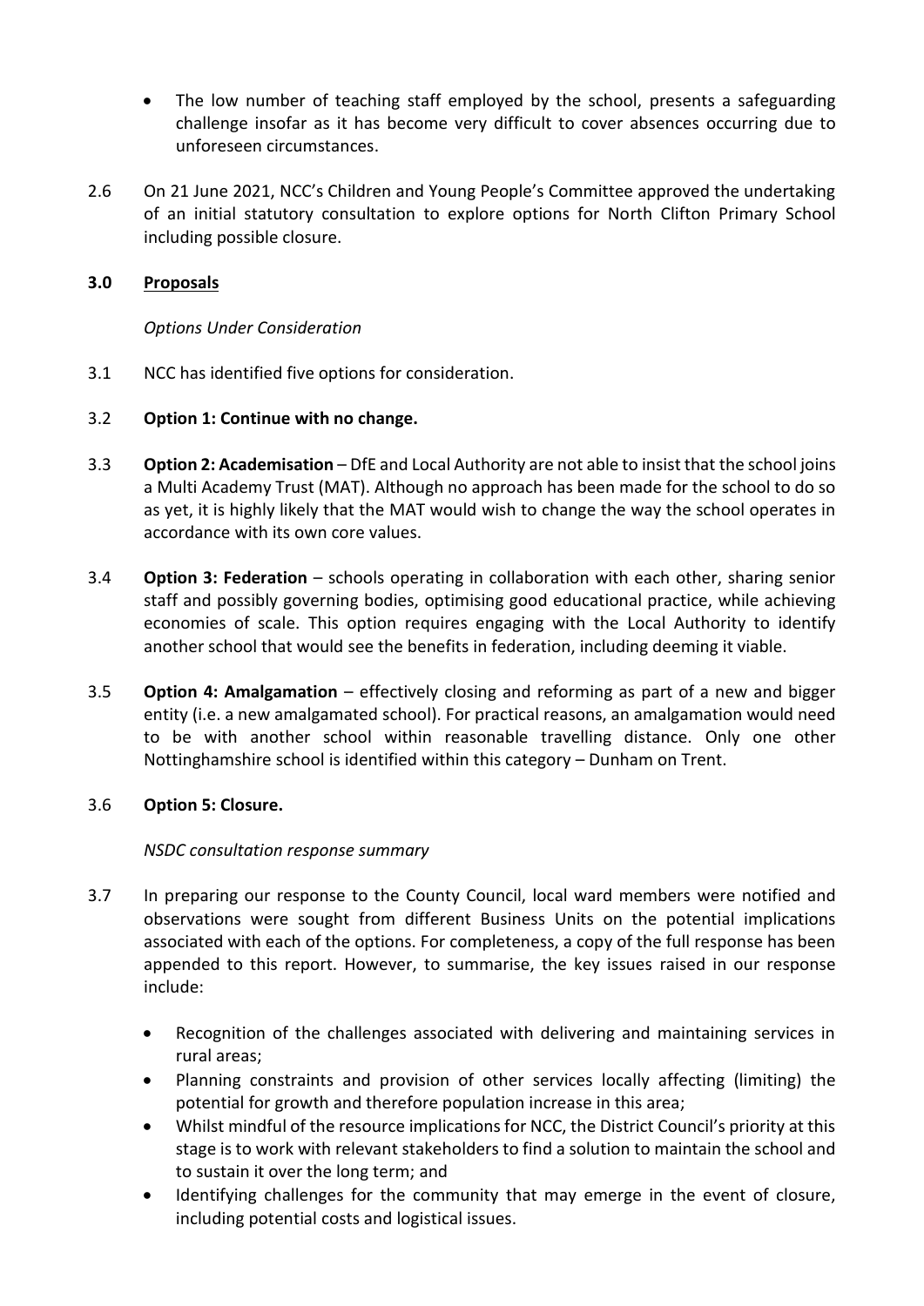- The low number of teaching staff employed by the school, presents a safeguarding challenge insofar as it has become very difficult to cover absences occurring due to unforeseen circumstances.

2.6 On 21 June 2021, NCC's Children and Young People's Committee approved the undertaking of an initial statutory consultation to explore options for North Clifton Primary School including possible closure.

## 3.0 Proposals

*Options Under Consideration*

3.1 NCC has identified five options for consideration.

3.2 **Option 1: Continue with no change.**

3.3 **Option 2: Academisation** – DfE and Local Authority are not able to insist that the school joins a Multi Academy Trust (MAT). Although no approach has been made for the school to do so as yet, it is highly likely that the MAT would wish to change the way the school operates in accordance with its own core values.

3.4 **Option 3: Federation** – schools operating in collaboration with each other, sharing senior staff and possibly governing bodies, optimising good educational practice, while achieving economies of scale. This option requires engaging with the Local Authority to identify another school that would see the benefits in federation, including deeming it viable.

3.5 **Option 4: Amalgamation** – effectively closing and reforming as part of a new and bigger entity (i.e. a new amalgamated school). For practical reasons, an amalgamation would need to be with another school within reasonable travelling distance. Only one other Nottinghamshire school is identified within this category – Dunham on Trent.

3.6 **Option 5: Closure.**

*NSDC consultation response summary*

3.7 In preparing our response to the County Council, local ward members were notified and observations were sought from different Business Units on the potential implications associated with each of the options. For completeness, a copy of the full response has been appended to this report. However, to summarise, the key issues raised in our response include:

- Recognition of the challenges associated with delivering and maintaining services in rural areas;
- Planning constraints and provision of other services locally affecting (limiting) the potential for growth and therefore population increase in this area;
- Whilst mindful of the resource implications for NCC, the District Council's priority at this stage is to work with relevant stakeholders to find a solution to maintain the school and to sustain it over the long term; and
- Identifying challenges for the community that may emerge in the event of closure, including potential costs and logistical issues.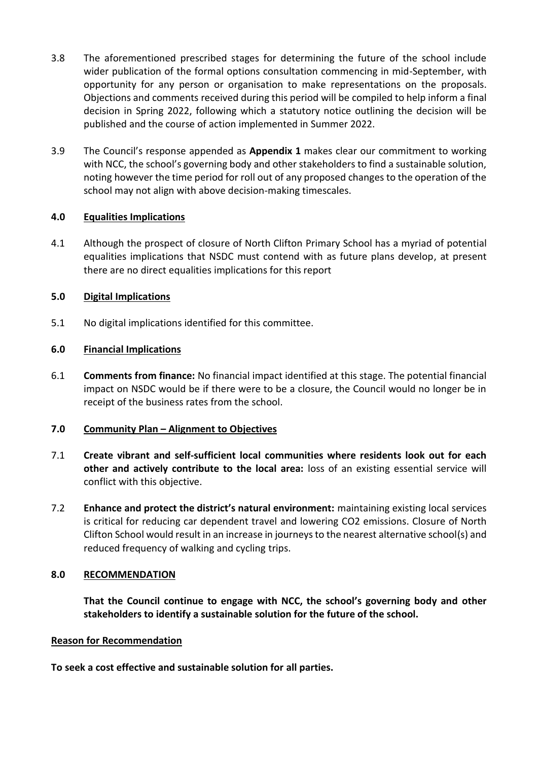3.8 The aforementioned prescribed stages for determining the future of the school include wider publication of the formal options consultation commencing in mid-September, with opportunity for any person or organisation to make representations on the proposals. Objections and comments received during this period will be compiled to help inform a final decision in Spring 2022, following which a statutory notice outlining the decision will be published and the course of action implemented in Summer 2022.

3.9 The Council's response appended as **Appendix 1** makes clear our commitment to working with NCC, the school's governing body and other stakeholders to find a sustainable solution, noting however the time period for roll out of any proposed changes to the operation of the school may not align with above decision-making timescales.

## 4.0 Equalities Implications

4.1 Although the prospect of closure of North Clifton Primary School has a myriad of potential equalities implications that NSDC must contend with as future plans develop, at present there are no direct equalities implications for this report

## 5.0 Digital Implications

5.1 No digital implications identified for this committee.

## 6.0 Financial Implications

6.1 **Comments from finance:** No financial impact identified at this stage. The potential financial impact on NSDC would be if there were to be a closure, the Council would no longer be in receipt of the business rates from the school.

## 7.0 Community Plan – Alignment to Objectives

7.1 **Create vibrant and self-sufficient local communities where residents look out for each other and actively contribute to the local area:** loss of an existing essential service will conflict with this objective.

7.2 **Enhance and protect the district's natural environment:** maintaining existing local services is critical for reducing car dependent travel and lowering $CO_2$ emissions. Closure of North Clifton School would result in an increase in journeys to the nearest alternative school(s) and reduced frequency of walking and cycling trips.

## 8.0 RECOMMENDATION

**That the Council continue to engage with NCC, the school's governing body and other stakeholders to identify a sustainable solution for the future of the school.**

## Reason for Recommendation

**To seek a cost effective and sustainable solution for all parties.**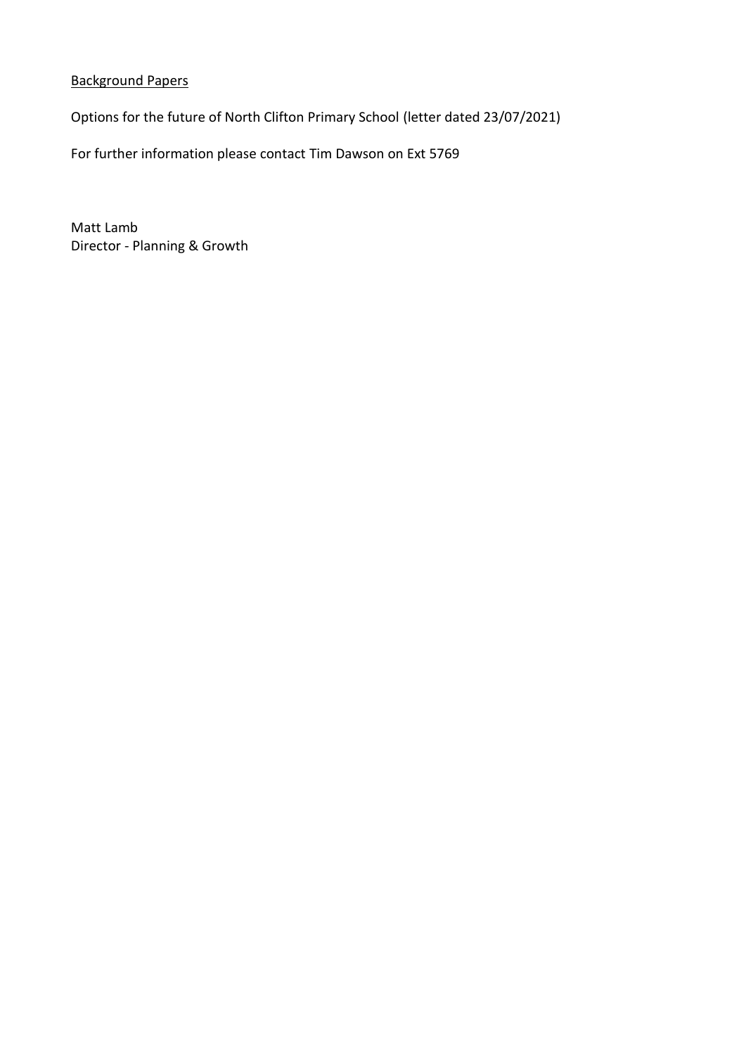Background Papers

Options for the future of North Clifton Primary School (letter dated 23/07/2021)

For further information please contact Tim Dawson on Ext 5769

Matt Lamb
Director - Planning & Growth